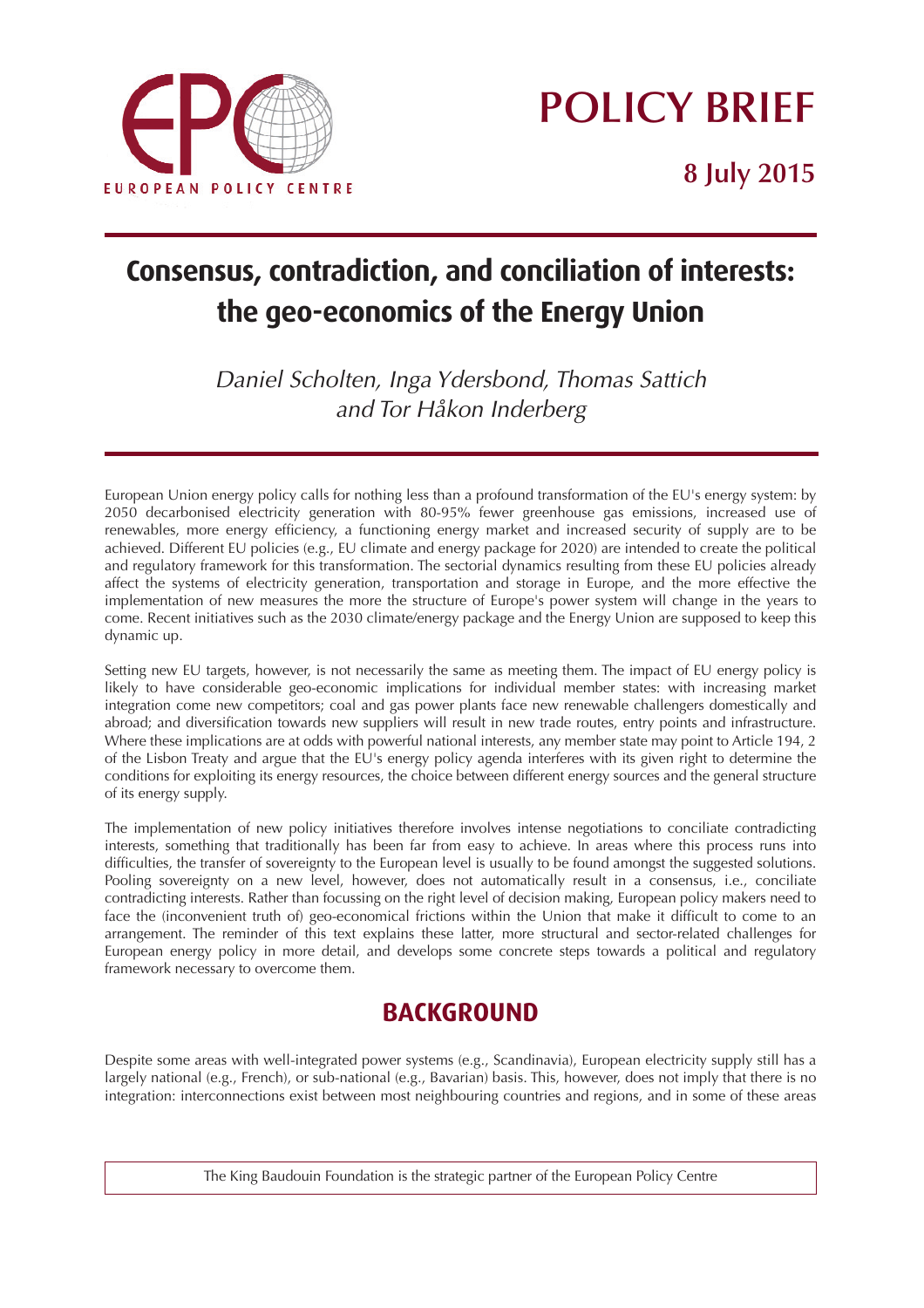EUROPEAN POLICY CENTRE

# POLICY BRIEF

## 8 July 2015

# Consensus, contradiction, and conciliation of interests: the geo-economics of the Energy Union

*Daniel Scholten, Inga Ydersbond, Thomas Sattich and Tor Håkon Inderberg*

European Union energy policy calls for nothing less than a profound transformation of the EU's energy system: by 2050 decarbonised electricity generation with 80-95% fewer greenhouse gas emissions, increased use of renewables, more energy efficiency, a functioning energy market and increased security of supply are to be achieved. Different EU policies (e.g., EU climate and energy package for 2020) are intended to create the political and regulatory framework for this transformation. The sectorial dynamics resulting from these EU policies already affect the systems of electricity generation, transportation and storage in Europe, and the more effective the implementation of new measures the more the structure of Europe's power system will change in the years to come. Recent initiatives such as the 2030 climate/energy package and the Energy Union are supposed to keep this dynamic up.

Setting new EU targets, however, is not necessarily the same as meeting them. The impact of EU energy policy is likely to have considerable geo-economic implications for individual member states: with increasing market integration come new competitors; coal and gas power plants face new renewable challengers domestically and abroad; and diversification towards new suppliers will result in new trade routes, entry points and infrastructure. Where these implications are at odds with powerful national interests, any member state may point to Article 194, 2 of the Lisbon Treaty and argue that the EU's energy policy agenda interferes with its given right to determine the conditions for exploiting its energy resources, the choice between different energy sources and the general structure of its energy supply.

The implementation of new policy initiatives therefore involves intense negotiations to conciliate contradicting interests, something that traditionally has been far from easy to achieve. In areas where this process runs into difficulties, the transfer of sovereignty to the European level is usually to be found amongst the suggested solutions. Pooling sovereignty on a new level, however, does not automatically result in a consensus, i.e., conciliate contradicting interests. Rather than focussing on the right level of decision making, European policy makers need to face the (inconvenient truth of) geo-economical frictions within the Union that make it difficult to come to an arrangement. The reminder of this text explains these latter, more structural and sector-related challenges for European energy policy in more detail, and develops some concrete steps towards a political and regulatory framework necessary to overcome them.

## BACKGROUND

Despite some areas with well-integrated power systems (e.g., Scandinavia), European electricity supply still has a largely national (e.g., French), or sub-national (e.g., Bavarian) basis. This, however, does not imply that there is no integration: interconnections exist between most neighbouring countries and regions, and in some of these areas

The King Baudouin Foundation is the strategic partner of the European Policy Centre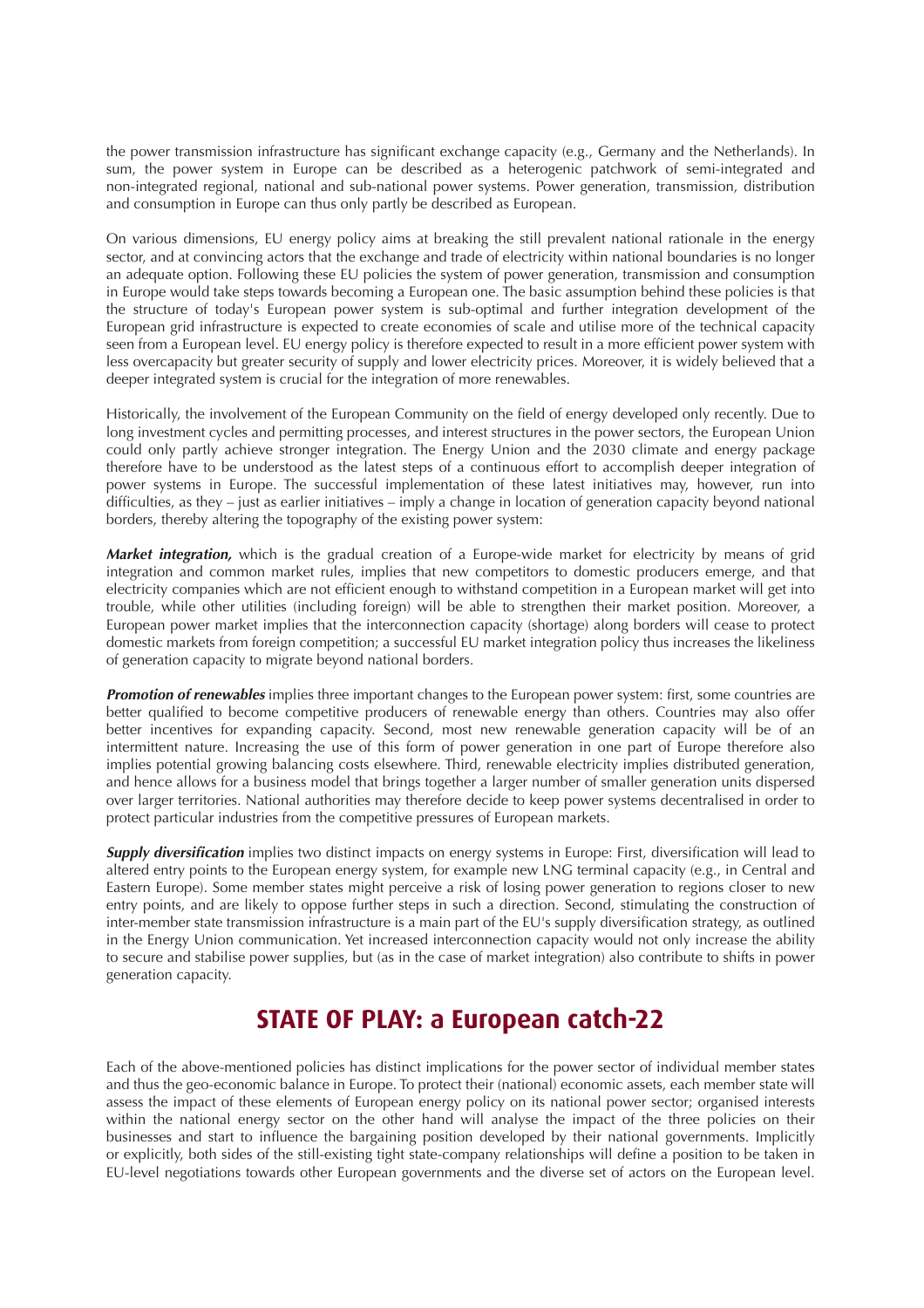the power transmission infrastructure has significant exchange capacity (e.g., Germany and the Netherlands). In sum, the power system in Europe can be described as a heterogenic patchwork of semi-integrated and non-integrated regional, national and sub-national power systems. Power generation, transmission, distribution and consumption in Europe can thus only partly be described as European.

On various dimensions, EU energy policy aims at breaking the still prevalent national rationale in the energy sector, and at convincing actors that the exchange and trade of electricity within national boundaries is no longer an adequate option. Following these EU policies the system of power generation, transmission and consumption in Europe would take steps towards becoming a European one. The basic assumption behind these policies is that the structure of today's European power system is sub-optimal and further integration development of the European grid infrastructure is expected to create economies of scale and utilise more of the technical capacity seen from a European level. EU energy policy is therefore expected to result in a more efficient power system with less overcapacity but greater security of supply and lower electricity prices. Moreover, it is widely believed that a deeper integrated system is crucial for the integration of more renewables.

Historically, the involvement of the European Community on the field of energy developed only recently. Due to long investment cycles and permitting processes, and interest structures in the power sectors, the European Union could only partly achieve stronger integration. The Energy Union and the 2030 climate and energy package therefore have to be understood as the latest steps of a continuous effort to accomplish deeper integration of power systems in Europe. The successful implementation of these latest initiatives may, however, run into difficulties, as they – just as earlier initiatives – imply a change in location of generation capacity beyond national borders, thereby altering the topography of the existing power system:

***Market integration,*** which is the gradual creation of a Europe-wide market for electricity by means of grid integration and common market rules, implies that new competitors to domestic producers emerge, and that electricity companies which are not efficient enough to withstand competition in a European market will get into trouble, while other utilities (including foreign) will be able to strengthen their market position. Moreover, a European power market implies that the interconnection capacity (shortage) along borders will cease to protect domestic markets from foreign competition; a successful EU market integration policy thus increases the likeliness of generation capacity to migrate beyond national borders.

***Promotion of renewables*** implies three important changes to the European power system: first, some countries are better qualified to become competitive producers of renewable energy than others. Countries may also offer better incentives for expanding capacity. Second, most new renewable generation capacity will be of an intermittent nature. Increasing the use of this form of power generation in one part of Europe therefore also implies potential growing balancing costs elsewhere. Third, renewable electricity implies distributed generation, and hence allows for a business model that brings together a larger number of smaller generation units dispersed over larger territories. National authorities may therefore decide to keep power systems decentralised in order to protect particular industries from the competitive pressures of European markets.

***Supply diversification*** implies two distinct impacts on energy systems in Europe: First, diversification will lead to altered entry points to the European energy system, for example new LNG terminal capacity (e.g., in Central and Eastern Europe). Some member states might perceive a risk of losing power generation to regions closer to new entry points, and are likely to oppose further steps in such a direction. Second, stimulating the construction of inter-member state transmission infrastructure is a main part of the EU's supply diversification strategy, as outlined in the Energy Union communication. Yet increased interconnection capacity would not only increase the ability to secure and stabilise power supplies, but (as in the case of market integration) also contribute to shifts in power generation capacity.

## STATE OF PLAY: a European catch-22

Each of the above-mentioned policies has distinct implications for the power sector of individual member states and thus the geo-economic balance in Europe. To protect their (national) economic assets, each member state will assess the impact of these elements of European energy policy on its national power sector; organised interests within the national energy sector on the other hand will analyse the impact of the three policies on their businesses and start to influence the bargaining position developed by their national governments. Implicitly or explicitly, both sides of the still-existing tight state-company relationships will define a position to be taken in EU-level negotiations towards other European governments and the diverse set of actors on the European level.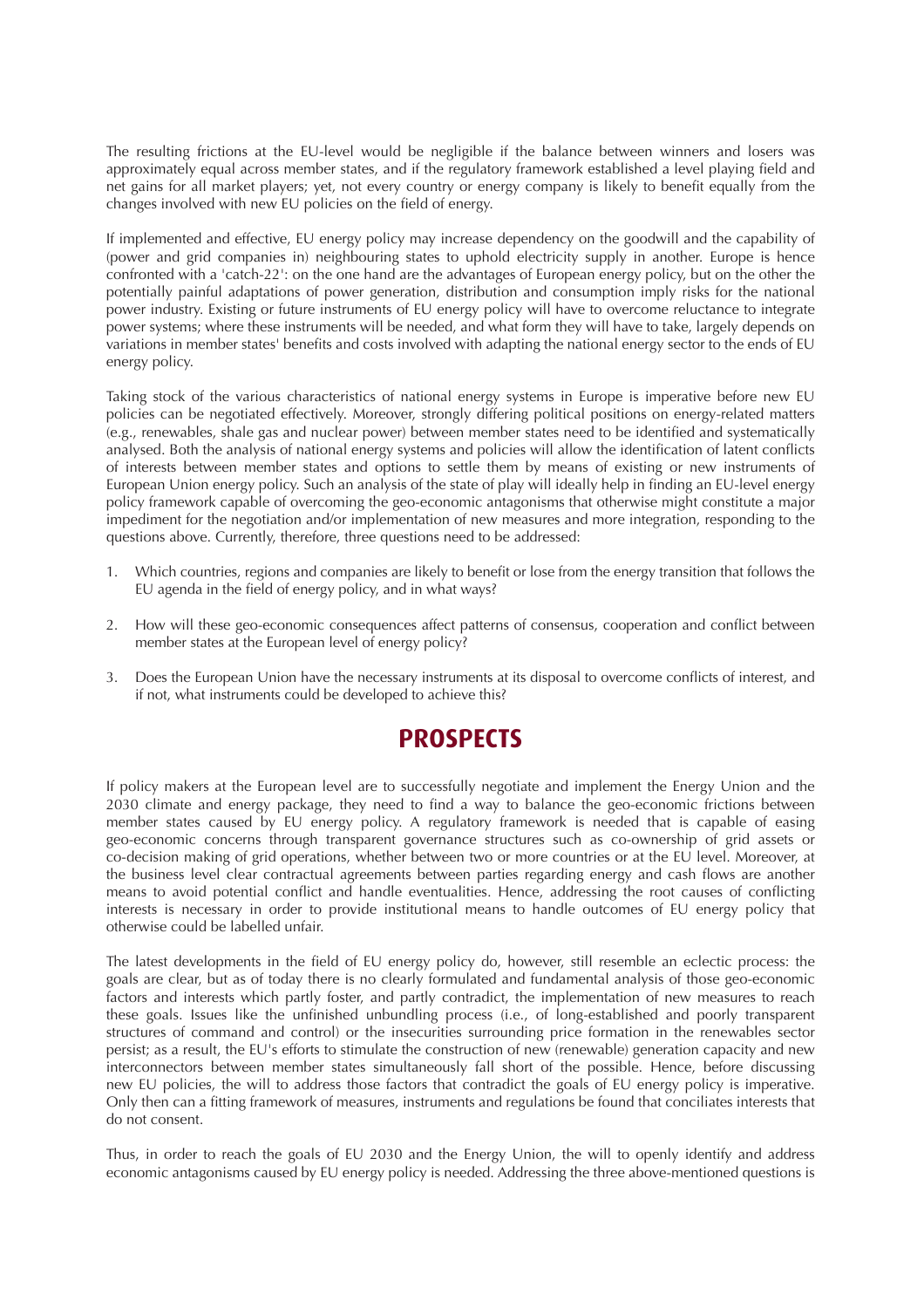The resulting frictions at the EU-level would be negligible if the balance between winners and losers was approximately equal across member states, and if the regulatory framework established a level playing field and net gains for all market players; yet, not every country or energy company is likely to benefit equally from the changes involved with new EU policies on the field of energy.

If implemented and effective, EU energy policy may increase dependency on the goodwill and the capability of (power and grid companies in) neighbouring states to uphold electricity supply in another. Europe is hence confronted with a 'catch-22': on the one hand are the advantages of European energy policy, but on the other the potentially painful adaptations of power generation, distribution and consumption imply risks for the national power industry. Existing or future instruments of EU energy policy will have to overcome reluctance to integrate power systems; where these instruments will be needed, and what form they will have to take, largely depends on variations in member states' benefits and costs involved with adapting the national energy sector to the ends of EU energy policy.

Taking stock of the various characteristics of national energy systems in Europe is imperative before new EU policies can be negotiated effectively. Moreover, strongly differing political positions on energy-related matters (e.g., renewables, shale gas and nuclear power) between member states need to be identified and systematically analysed. Both the analysis of national energy systems and policies will allow the identification of latent conflicts of interests between member states and options to settle them by means of existing or new instruments of European Union energy policy. Such an analysis of the state of play will ideally help in finding an EU-level energy policy framework capable of overcoming the geo-economic antagonisms that otherwise might constitute a major impediment for the negotiation and/or implementation of new measures and more integration, responding to the questions above. Currently, therefore, three questions need to be addressed:

1. Which countries, regions and companies are likely to benefit or lose from the energy transition that follows the EU agenda in the field of energy policy, and in what ways?

2. How will these geo-economic consequences affect patterns of consensus, cooperation and conflict between member states at the European level of energy policy?

3. Does the European Union have the necessary instruments at its disposal to overcome conflicts of interest, and if not, what instruments could be developed to achieve this?

## PROSPECTS

If policy makers at the European level are to successfully negotiate and implement the Energy Union and the 2030 climate and energy package, they need to find a way to balance the geo-economic frictions between member states caused by EU energy policy. A regulatory framework is needed that is capable of easing geo-economic concerns through transparent governance structures such as co-ownership of grid assets or co-decision making of grid operations, whether between two or more countries or at the EU level. Moreover, at the business level clear contractual agreements between parties regarding energy and cash flows are another means to avoid potential conflict and handle eventualities. Hence, addressing the root causes of conflicting interests is necessary in order to provide institutional means to handle outcomes of EU energy policy that otherwise could be labelled unfair.

The latest developments in the field of EU energy policy do, however, still resemble an eclectic process: the goals are clear, but as of today there is no clearly formulated and fundamental analysis of those geo-economic factors and interests which partly foster, and partly contradict, the implementation of new measures to reach these goals. Issues like the unfinished unbundling process (i.e., of long-established and poorly transparent structures of command and control) or the insecurities surrounding price formation in the renewables sector persist; as a result, the EU's efforts to stimulate the construction of new (renewable) generation capacity and new interconnectors between member states simultaneously fall short of the possible. Hence, before discussing new EU policies, the will to address those factors that contradict the goals of EU energy policy is imperative. Only then can a fitting framework of measures, instruments and regulations be found that conciliates interests that do not consent.

Thus, in order to reach the goals of EU 2030 and the Energy Union, the will to openly identify and address economic antagonisms caused by EU energy policy is needed. Addressing the three above-mentioned questions is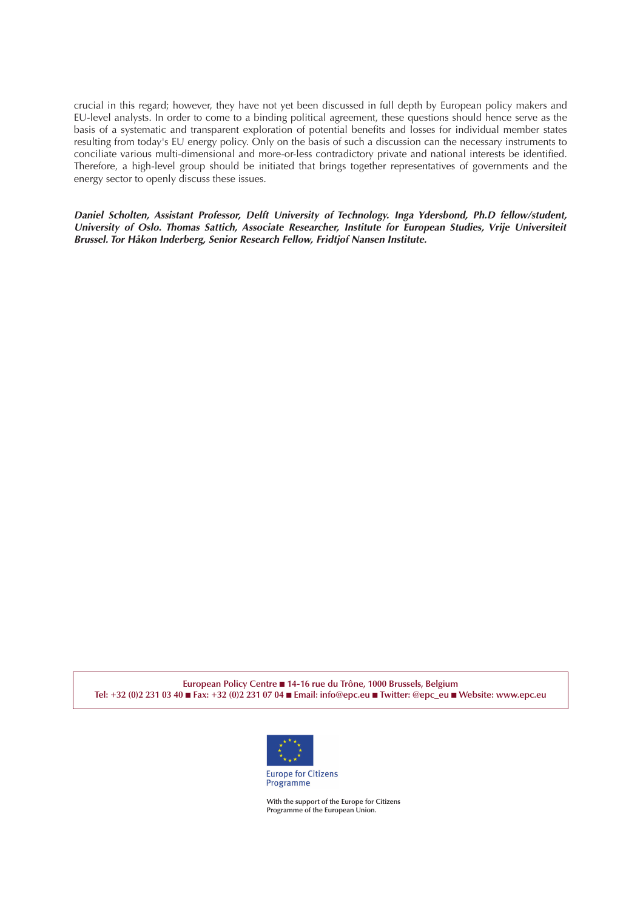crucial in this regard; however, they have not yet been discussed in full depth by European policy makers and EU-level analysts. In order to come to a binding political agreement, these questions should hence serve as the basis of a systematic and transparent exploration of potential benefits and losses for individual member states resulting from today's EU energy policy. Only on the basis of such a discussion can the necessary instruments to conciliate various multi-dimensional and more-or-less contradictory private and national interests be identified. Therefore, a high-level group should be initiated that brings together representatives of governments and the energy sector to openly discuss these issues.

***Daniel Scholten, Assistant Professor, Delft University of Technology. Inga Ydersbond, Ph.D fellow/student, University of Oslo. Thomas Sattich, Associate Researcher, Institute for European Studies, Vrije Universiteit Brussel. Tor Håkon Inderberg, Senior Research Fellow, Fridtjof Nansen Institute.***

**European Policy Centre ■ 14-16 rue du Trône, 1000 Brussels, Belgium**
**Tel: +32 (0)2 231 03 40 ■ Fax: +32 (0)2 231 07 04 ■ Email: info@epc.eu ■ Twitter: @epc_eu ■ Website: www.epc.eu**

Europe for Citizens Programme

With the support of the Europe for Citizens Programme of the European Union.